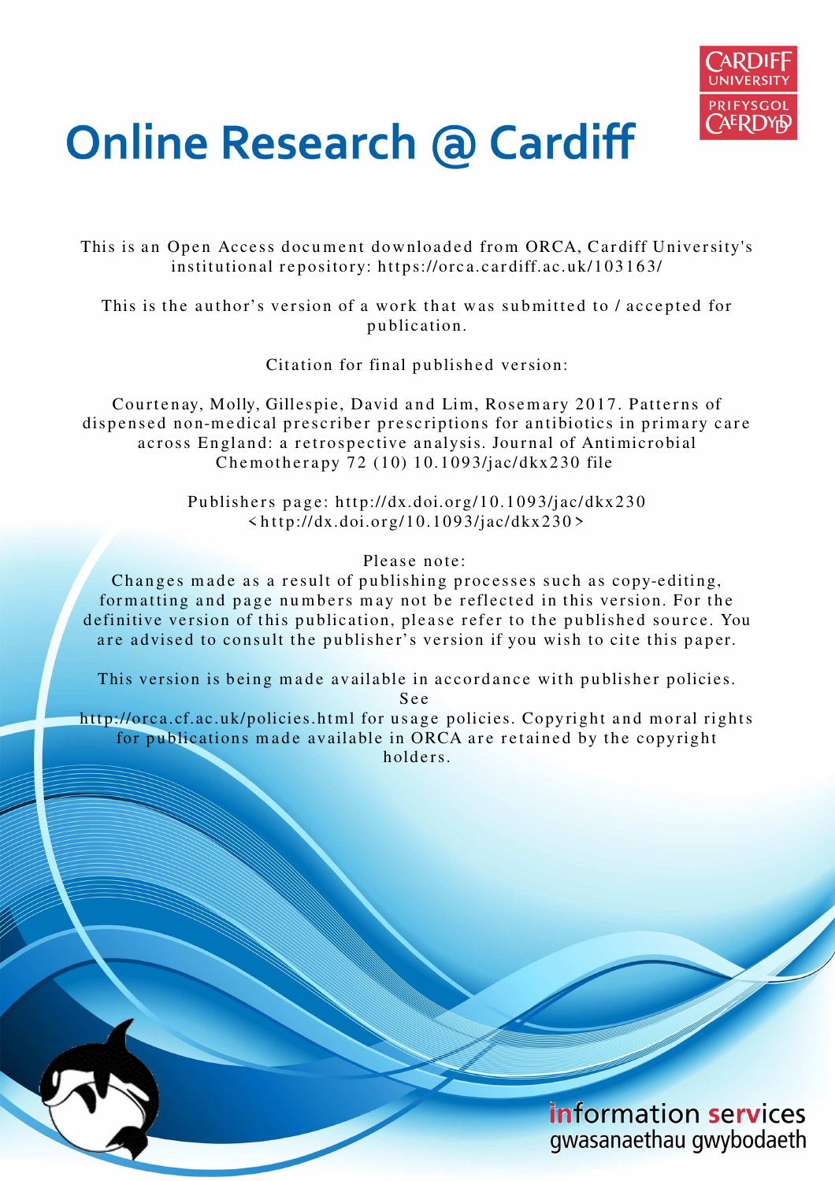# Online Research @ Cardiff

This is an Open Access document downloaded from ORCA, Cardiff University's institutional repository: https://orca.cardiff.ac.uk/103163/

This is the author's version of a work that was submitted to / accepted for publication.

Citation for final published version:

Courtenay, Molly, Gillespie, David and Lim, Rosemary 2017. Patterns of dispensed non-medical prescriber prescriptions for antibiotics in primary care across England: a retrospective analysis. Journal of Antimicrobial Chemotherapy 72 (10) 10.1093/jac/dkx230 file

Publishers page: http://dx.doi.org/10.1093/jac/dkx230 <http://dx.doi.org/10.1093/jac/dkx230>

Please note:
Changes made as a result of publishing processes such as copy-editing, formatting and page numbers may not be reflected in this version. For the definitive version of this publication, please refer to the published source. You are advised to consult the publisher's version if you wish to cite this paper.

This version is being made available in accordance with publisher policies. See http://orca.cf.ac.uk/policies.html for usage policies. Copyright and moral rights for publications made available in ORCA are retained by the copyright holders.

information services
gwasanaethau gwybodaeth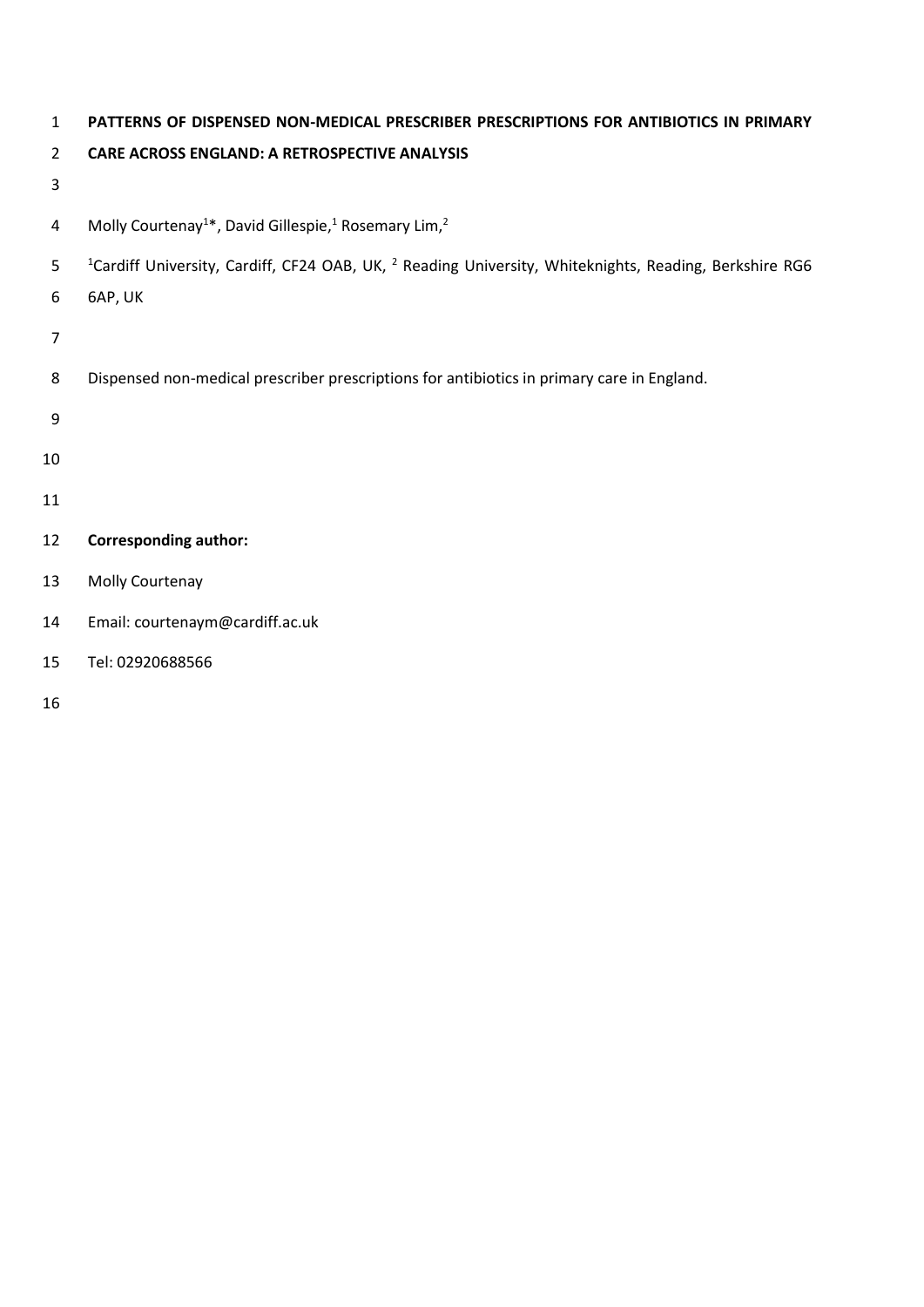# PATTERNS OF DISPENSED NON-MEDICAL PRESCRIBER PRESCRIPTIONS FOR ANTIBIOTICS IN PRIMARY CARE ACROSS ENGLAND: A RETROSPECTIVE ANALYSIS

Molly Courtenay[1]*, David Gillespie,[1] Rosemary Lim,[2]

[1]Cardiff University, Cardiff, CF24 OAB, UK, [2] Reading University, Whiteknights, Reading, Berkshire RG6 6AP, UK

Dispensed non-medical prescriber prescriptions for antibiotics in primary care in England.

**Corresponding author:**

Molly Courtenay

Email: courtenaym@cardiff.ac.uk

Tel: 02920688566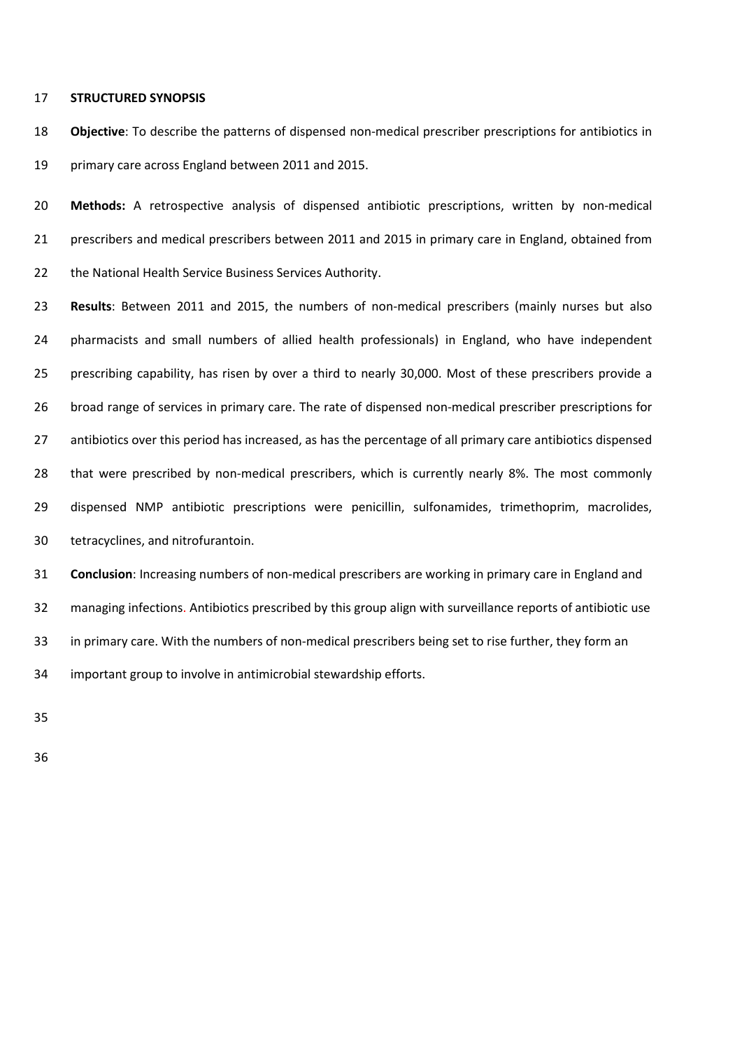## STRUCTURED SYNOPSIS

**Objective**: To describe the patterns of dispensed non-medical prescriber prescriptions for antibiotics in primary care across England between 2011 and 2015.

**Methods:** A retrospective analysis of dispensed antibiotic prescriptions, written by non-medical prescribers and medical prescribers between 2011 and 2015 in primary care in England, obtained from the National Health Service Business Services Authority.

**Results**: Between 2011 and 2015, the numbers of non-medical prescribers (mainly nurses but also pharmacists and small numbers of allied health professionals) in England, who have independent prescribing capability, has risen by over a third to nearly 30,000. Most of these prescribers provide a broad range of services in primary care. The rate of dispensed non-medical prescriber prescriptions for antibiotics over this period has increased, as has the percentage of all primary care antibiotics dispensed that were prescribed by non-medical prescribers, which is currently nearly 8%. The most commonly dispensed NMP antibiotic prescriptions were penicillin, sulfonamides, trimethoprim, macrolides, tetracyclines, and nitrofurantoin.

**Conclusion**: Increasing numbers of non-medical prescribers are working in primary care in England and managing infections. Antibiotics prescribed by this group align with surveillance reports of antibiotic use in primary care. With the numbers of non-medical prescribers being set to rise further, they form an important group to involve in antimicrobial stewardship efforts.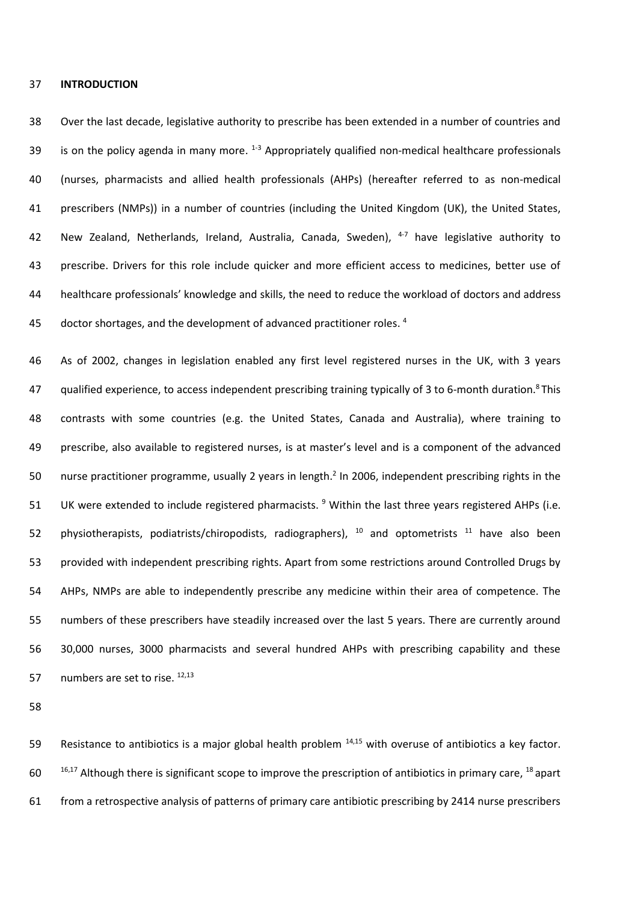## INTRODUCTION

Over the last decade, legislative authority to prescribe has been extended in a number of countries and is on the policy agenda in many more. [1-3] Appropriately qualified non-medical healthcare professionals (nurses, pharmacists and allied health professionals (AHPs) (hereafter referred to as non-medical prescribers (NMPs)) in a number of countries (including the United Kingdom (UK), the United States, New Zealand, Netherlands, Ireland, Australia, Canada, Sweden), [4-7] have legislative authority to prescribe. Drivers for this role include quicker and more efficient access to medicines, better use of healthcare professionals' knowledge and skills, the need to reduce the workload of doctors and address doctor shortages, and the development of advanced practitioner roles. [4]

As of 2002, changes in legislation enabled any first level registered nurses in the UK, with 3 years qualified experience, to access independent prescribing training typically of 3 to 6-month duration.[8] This contrasts with some countries (e.g. the United States, Canada and Australia), where training to prescribe, also available to registered nurses, is at master's level and is a component of the advanced nurse practitioner programme, usually 2 years in length.[2] In 2006, independent prescribing rights in the UK were extended to include registered pharmacists. [9] Within the last three years registered AHPs (i.e. physiotherapists, podiatrists/chiropodists, radiographers), [10] and optometrists [11] have also been provided with independent prescribing rights. Apart from some restrictions around Controlled Drugs by AHPs, NMPs are able to independently prescribe any medicine within their area of competence. The numbers of these prescribers have steadily increased over the last 5 years. There are currently around 30,000 nurses, 3000 pharmacists and several hundred AHPs with prescribing capability and these numbers are set to rise. [12,13]

Resistance to antibiotics is a major global health problem [14,15] with overuse of antibiotics a key factor. [16,17] Although there is significant scope to improve the prescription of antibiotics in primary care, [18] apart from a retrospective analysis of patterns of primary care antibiotic prescribing by 2414 nurse prescribers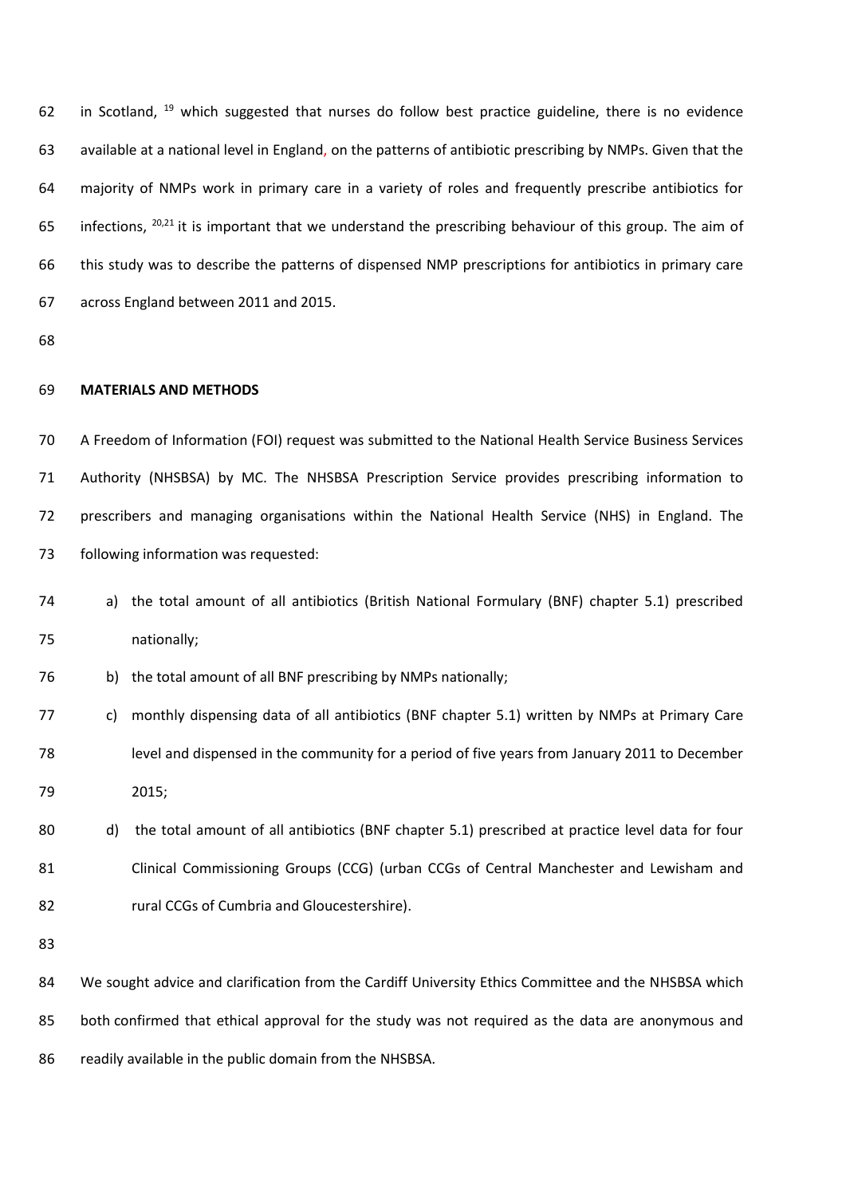in Scotland, [19] which suggested that nurses do follow best practice guideline, there is no evidence available at a national level in England, on the patterns of antibiotic prescribing by NMPs. Given that the majority of NMPs work in primary care in a variety of roles and frequently prescribe antibiotics for infections, [20,21] it is important that we understand the prescribing behaviour of this group. The aim of this study was to describe the patterns of dispensed NMP prescriptions for antibiotics in primary care across England between 2011 and 2015.

## MATERIALS AND METHODS

A Freedom of Information (FOI) request was submitted to the National Health Service Business Services Authority (NHSBSA) by MC. The NHSBSA Prescription Service provides prescribing information to prescribers and managing organisations within the National Health Service (NHS) in England. The following information was requested:

a) the total amount of all antibiotics (British National Formulary (BNF) chapter 5.1) prescribed nationally;
b) the total amount of all BNF prescribing by NMPs nationally;
c) monthly dispensing data of all antibiotics (BNF chapter 5.1) written by NMPs at Primary Care level and dispensed in the community for a period of five years from January 2011 to December 2015;
d) the total amount of all antibiotics (BNF chapter 5.1) prescribed at practice level data for four Clinical Commissioning Groups (CCG) (urban CCGs of Central Manchester and Lewisham and rural CCGs of Cumbria and Gloucestershire).

We sought advice and clarification from the Cardiff University Ethics Committee and the NHSBSA which both confirmed that ethical approval for the study was not required as the data are anonymous and readily available in the public domain from the NHSBSA.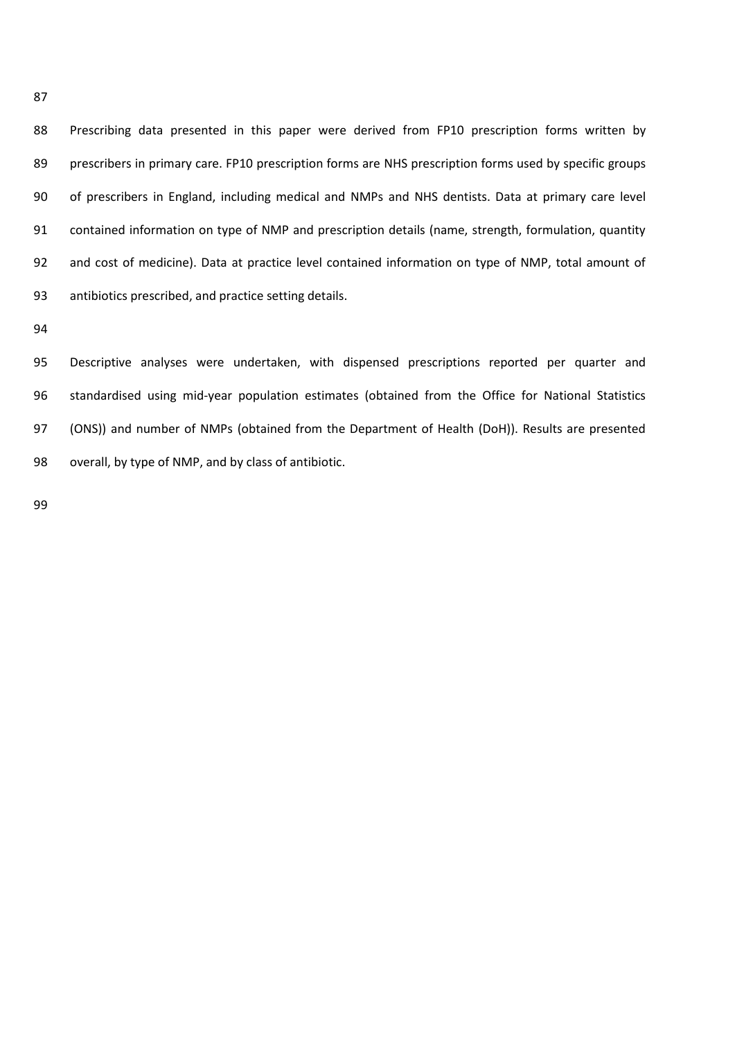Prescribing data presented in this paper were derived from FP10 prescription forms written by prescribers in primary care. FP10 prescription forms are NHS prescription forms used by specific groups of prescribers in England, including medical and NMPs and NHS dentists. Data at primary care level contained information on type of NMP and prescription details (name, strength, formulation, quantity and cost of medicine). Data at practice level contained information on type of NMP, total amount of antibiotics prescribed, and practice setting details.

Descriptive analyses were undertaken, with dispensed prescriptions reported per quarter and standardised using mid-year population estimates (obtained from the Office for National Statistics (ONS)) and number of NMPs (obtained from the Department of Health (DoH)). Results are presented overall, by type of NMP, and by class of antibiotic.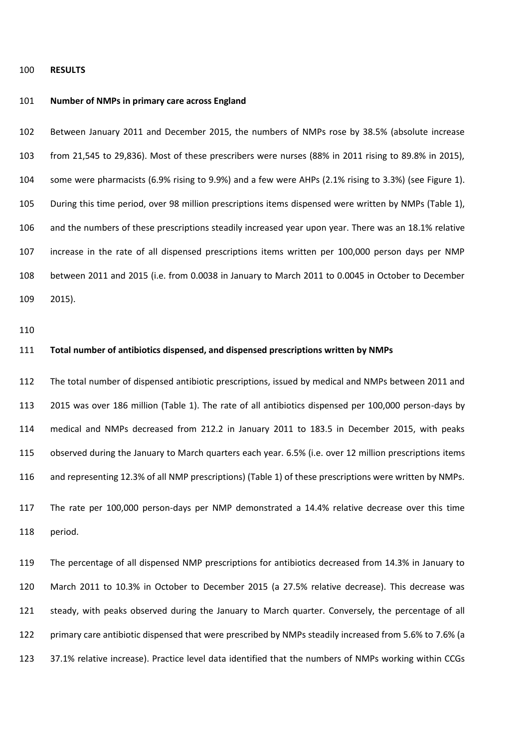## RESULTS

### Number of NMPs in primary care across England

Between January 2011 and December 2015, the numbers of NMPs rose by 38.5% (absolute increase from 21,545 to 29,836). Most of these prescribers were nurses (88% in 2011 rising to 89.8% in 2015), some were pharmacists (6.9% rising to 9.9%) and a few were AHPs (2.1% rising to 3.3%) (see Figure 1). During this time period, over 98 million prescriptions items dispensed were written by NMPs (Table 1), and the numbers of these prescriptions steadily increased year upon year. There was an 18.1% relative increase in the rate of all dispensed prescriptions items written per 100,000 person days per NMP between 2011 and 2015 (i.e. from 0.0038 in January to March 2011 to 0.0045 in October to December 2015).

### Total number of antibiotics dispensed, and dispensed prescriptions written by NMPs

The total number of dispensed antibiotic prescriptions, issued by medical and NMPs between 2011 and 2015 was over 186 million (Table 1). The rate of all antibiotics dispensed per 100,000 person-days by medical and NMPs decreased from 212.2 in January 2011 to 183.5 in December 2015, with peaks observed during the January to March quarters each year. 6.5% (i.e. over 12 million prescriptions items and representing 12.3% of all NMP prescriptions) (Table 1) of these prescriptions were written by NMPs.

The rate per 100,000 person-days per NMP demonstrated a 14.4% relative decrease over this time period.

The percentage of all dispensed NMP prescriptions for antibiotics decreased from 14.3% in January to March 2011 to 10.3% in October to December 2015 (a 27.5% relative decrease). This decrease was steady, with peaks observed during the January to March quarter. Conversely, the percentage of all primary care antibiotic dispensed that were prescribed by NMPs steadily increased from 5.6% to 7.6% (a 37.1% relative increase). Practice level data identified that the numbers of NMPs working within CCGs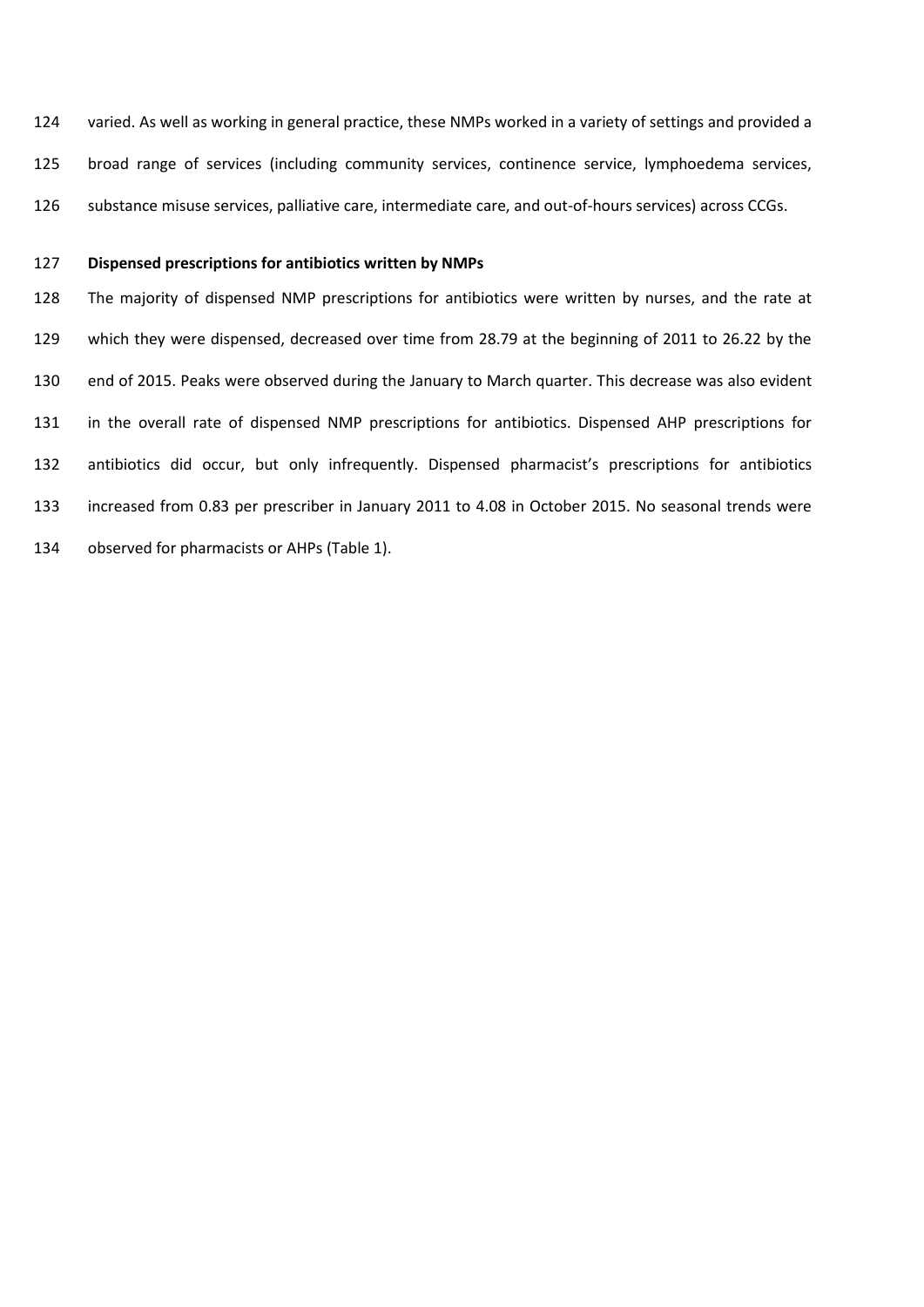varied. As well as working in general practice, these NMPs worked in a variety of settings and provided a broad range of services (including community services, continence service, lymphoedema services, substance misuse services, palliative care, intermediate care, and out-of-hours services) across CCGs.

**Dispensed prescriptions for antibiotics written by NMPs**

The majority of dispensed NMP prescriptions for antibiotics were written by nurses, and the rate at which they were dispensed, decreased over time from 28.79 at the beginning of 2011 to 26.22 by the end of 2015. Peaks were observed during the January to March quarter. This decrease was also evident in the overall rate of dispensed NMP prescriptions for antibiotics. Dispensed AHP prescriptions for antibiotics did occur, but only infrequently. Dispensed pharmacist's prescriptions for antibiotics increased from 0.83 per prescriber in January 2011 to 4.08 in October 2015. No seasonal trends were observed for pharmacists or AHPs (Table 1).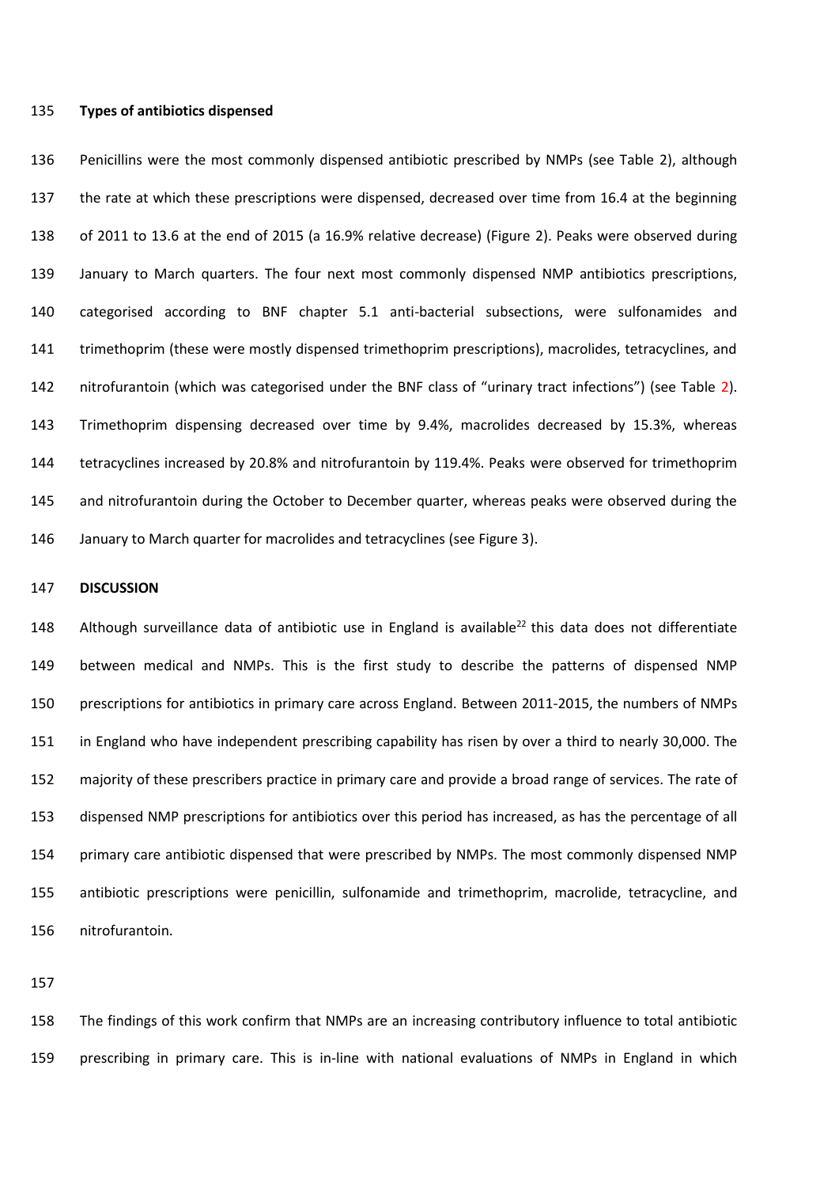**Types of antibiotics dispensed**

Penicillins were the most commonly dispensed antibiotic prescribed by NMPs (see Table 2), although the rate at which these prescriptions were dispensed, decreased over time from 16.4 at the beginning of 2011 to 13.6 at the end of 2015 (a 16.9% relative decrease) (Figure 2). Peaks were observed during January to March quarters. The four next most commonly dispensed NMP antibiotics prescriptions, categorised according to BNF chapter 5.1 anti-bacterial subsections, were sulfonamides and trimethoprim (these were mostly dispensed trimethoprim prescriptions), macrolides, tetracyclines, and nitrofurantoin (which was categorised under the BNF class of "urinary tract infections") (see Table 2). Trimethoprim dispensing decreased over time by 9.4%, macrolides decreased by 15.3%, whereas tetracyclines increased by 20.8% and nitrofurantoin by 119.4%. Peaks were observed for trimethoprim and nitrofurantoin during the October to December quarter, whereas peaks were observed during the January to March quarter for macrolides and tetracyclines (see Figure 3).

**DISCUSSION**

Although surveillance data of antibiotic use in England is available[22] this data does not differentiate between medical and NMPs. This is the first study to describe the patterns of dispensed NMP prescriptions for antibiotics in primary care across England. Between 2011-2015, the numbers of NMPs in England who have independent prescribing capability has risen by over a third to nearly 30,000. The majority of these prescribers practice in primary care and provide a broad range of services. The rate of dispensed NMP prescriptions for antibiotics over this period has increased, as has the percentage of all primary care antibiotic dispensed that were prescribed by NMPs. The most commonly dispensed NMP antibiotic prescriptions were penicillin, sulfonamide and trimethoprim, macrolide, tetracycline, and nitrofurantoin.

The findings of this work confirm that NMPs are an increasing contributory influence to total antibiotic prescribing in primary care. This is in-line with national evaluations of NMPs in England in which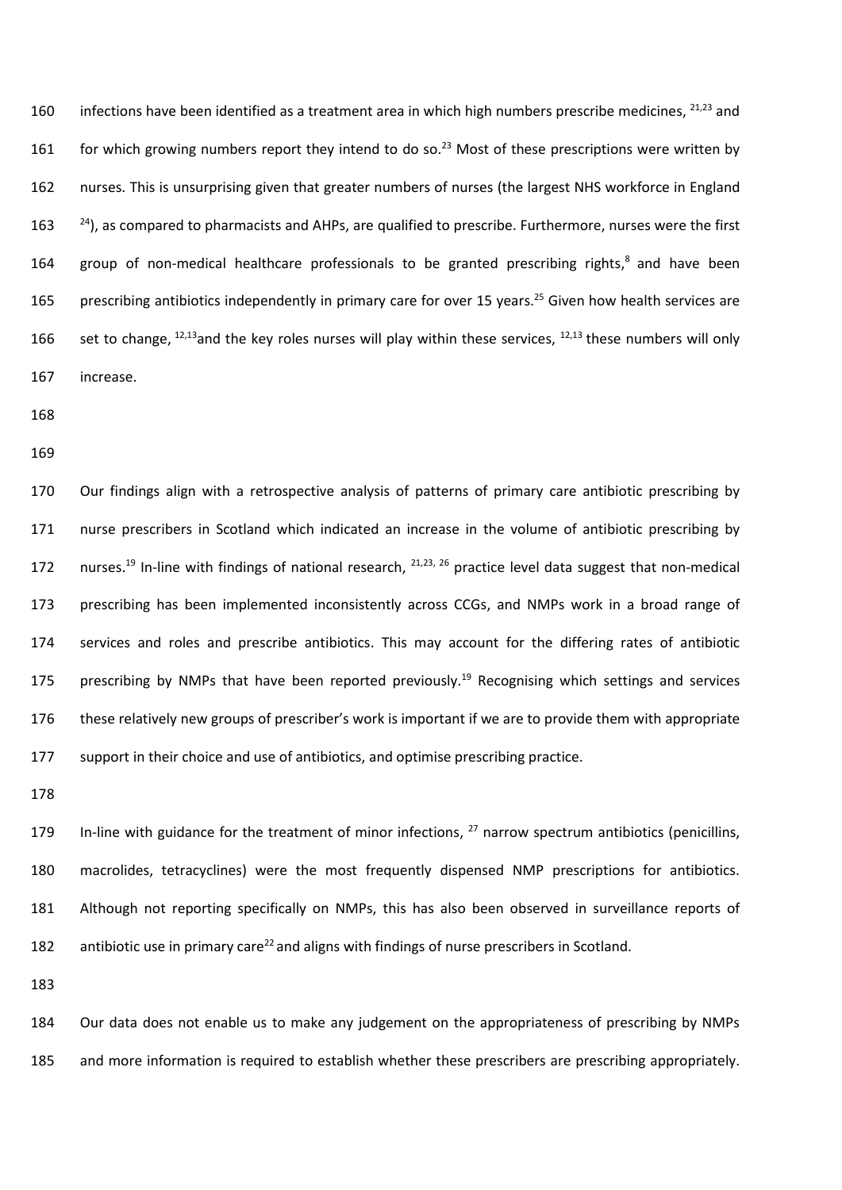infections have been identified as a treatment area in which high numbers prescribe medicines, [21,23] and for which growing numbers report they intend to do so.[23] Most of these prescriptions were written by nurses. This is unsurprising given that greater numbers of nurses (the largest NHS workforce in England [24]), as compared to pharmacists and AHPs, are qualified to prescribe. Furthermore, nurses were the first group of non-medical healthcare professionals to be granted prescribing rights,[8] and have been prescribing antibiotics independently in primary care for over 15 years.[25] Given how health services are set to change, [12,13]and the key roles nurses will play within these services, [12,13] these numbers will only increase.

Our findings align with a retrospective analysis of patterns of primary care antibiotic prescribing by nurse prescribers in Scotland which indicated an increase in the volume of antibiotic prescribing by nurses.[19] In-line with findings of national research, [21,23, 26] practice level data suggest that non-medical prescribing has been implemented inconsistently across CCGs, and NMPs work in a broad range of services and roles and prescribe antibiotics. This may account for the differing rates of antibiotic prescribing by NMPs that have been reported previously.[19] Recognising which settings and services these relatively new groups of prescriber's work is important if we are to provide them with appropriate support in their choice and use of antibiotics, and optimise prescribing practice.

In-line with guidance for the treatment of minor infections, [27] narrow spectrum antibiotics (penicillins, macrolides, tetracyclines) were the most frequently dispensed NMP prescriptions for antibiotics. Although not reporting specifically on NMPs, this has also been observed in surveillance reports of antibiotic use in primary care[22] and aligns with findings of nurse prescribers in Scotland.

Our data does not enable us to make any judgement on the appropriateness of prescribing by NMPs and more information is required to establish whether these prescribers are prescribing appropriately.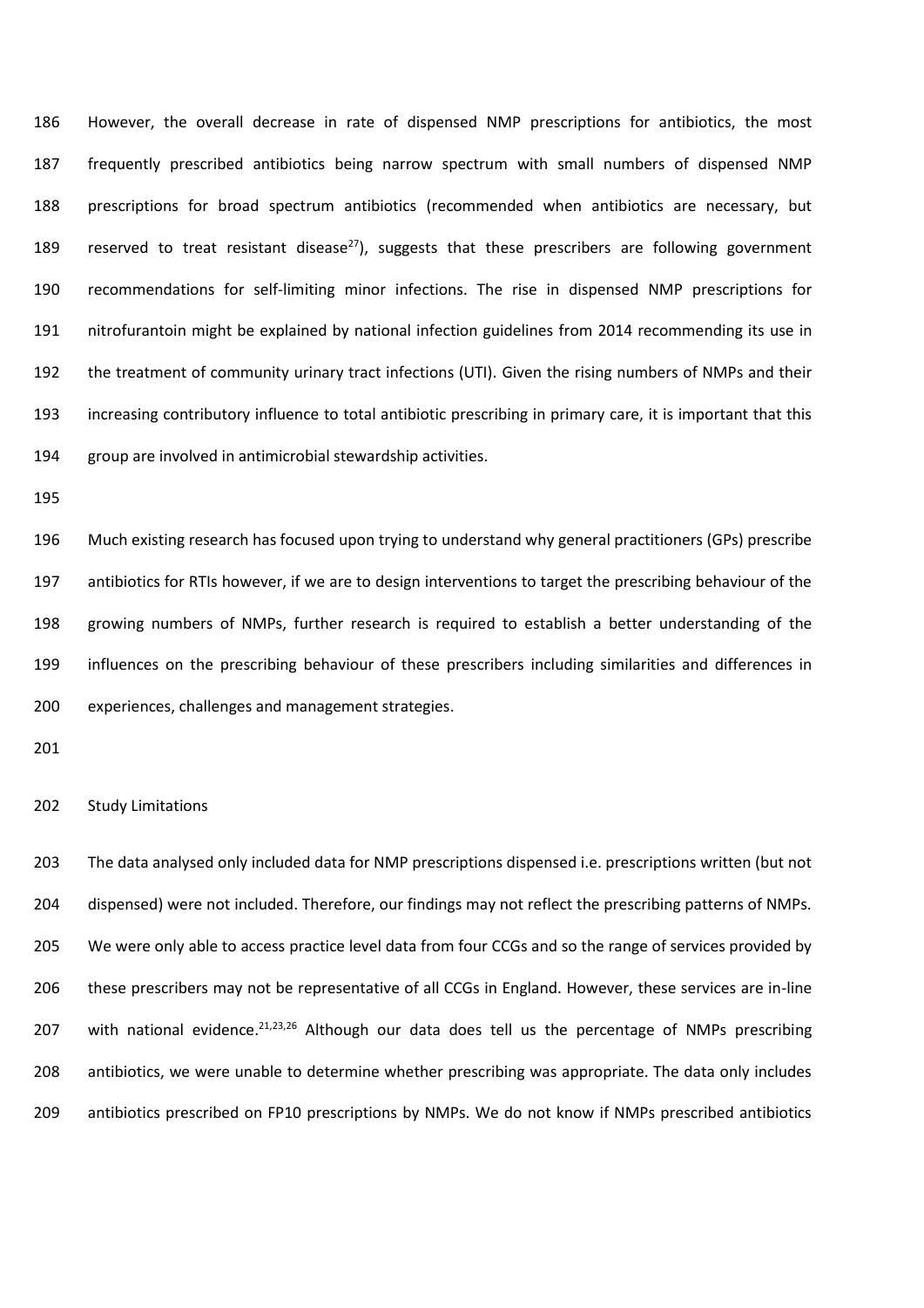However, the overall decrease in rate of dispensed NMP prescriptions for antibiotics, the most frequently prescribed antibiotics being narrow spectrum with small numbers of dispensed NMP prescriptions for broad spectrum antibiotics (recommended when antibiotics are necessary, but reserved to treat resistant disease[27]), suggests that these prescribers are following government recommendations for self-limiting minor infections. The rise in dispensed NMP prescriptions for nitrofurantoin might be explained by national infection guidelines from 2014 recommending its use in the treatment of community urinary tract infections (UTI). Given the rising numbers of NMPs and their increasing contributory influence to total antibiotic prescribing in primary care, it is important that this group are involved in antimicrobial stewardship activities.

Much existing research has focused upon trying to understand why general practitioners (GPs) prescribe antibiotics for RTIs however, if we are to design interventions to target the prescribing behaviour of the growing numbers of NMPs, further research is required to establish a better understanding of the influences on the prescribing behaviour of these prescribers including similarities and differences in experiences, challenges and management strategies.

## Study Limitations

The data analysed only included data for NMP prescriptions dispensed i.e. prescriptions written (but not dispensed) were not included. Therefore, our findings may not reflect the prescribing patterns of NMPs. We were only able to access practice level data from four CCGs and so the range of services provided by these prescribers may not be representative of all CCGs in England. However, these services are in-line with national evidence.[21,23,26] Although our data does tell us the percentage of NMPs prescribing antibiotics, we were unable to determine whether prescribing was appropriate. The data only includes antibiotics prescribed on FP10 prescriptions by NMPs. We do not know if NMPs prescribed antibiotics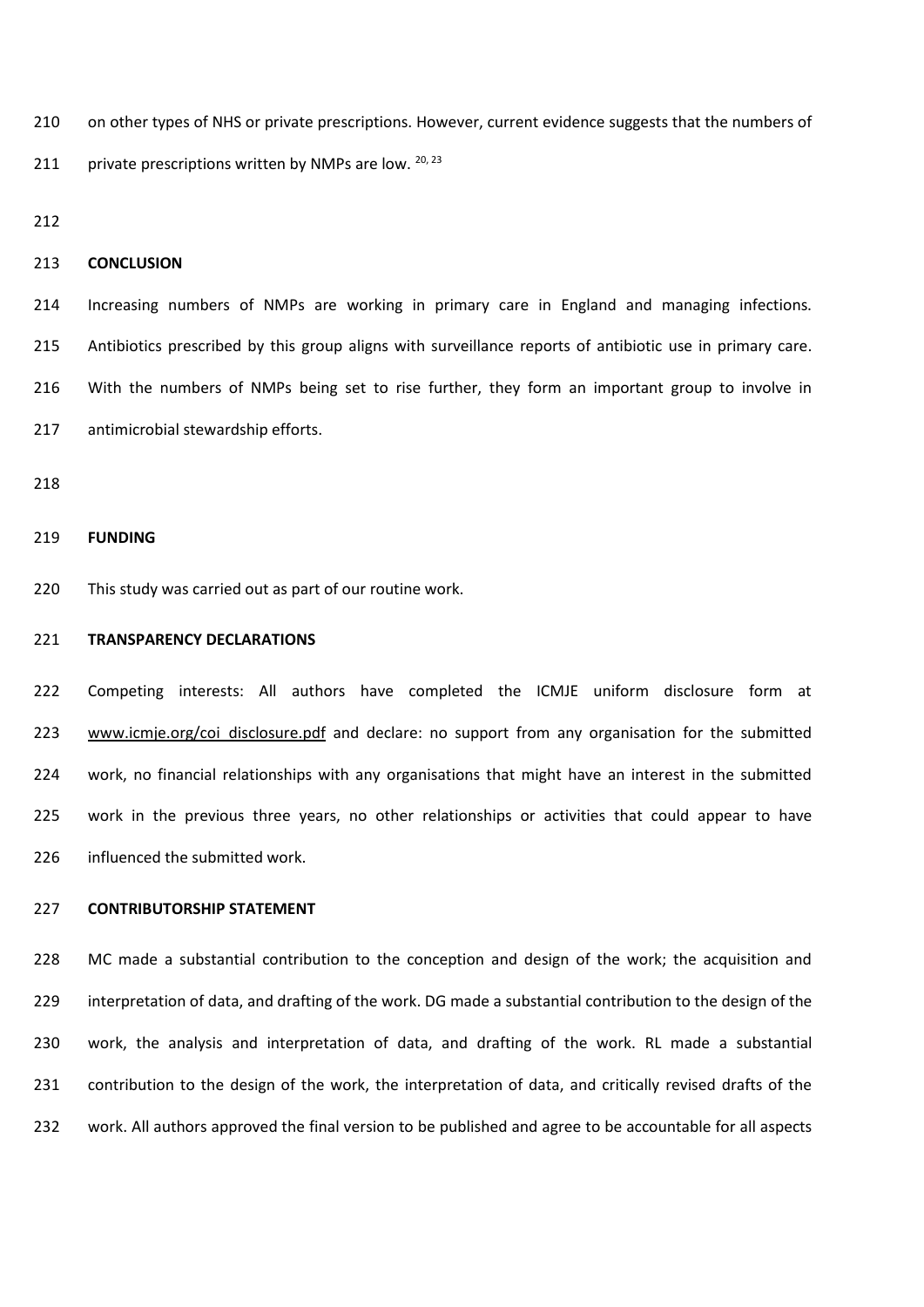on other types of NHS or private prescriptions. However, current evidence suggests that the numbers of private prescriptions written by NMPs are low. [20, 23]

## CONCLUSION

Increasing numbers of NMPs are working in primary care in England and managing infections. Antibiotics prescribed by this group aligns with surveillance reports of antibiotic use in primary care. With the numbers of NMPs being set to rise further, they form an important group to involve in antimicrobial stewardship efforts.

## FUNDING

This study was carried out as part of our routine work.

## TRANSPARENCY DECLARATIONS

Competing interests: All authors have completed the ICMJE uniform disclosure form at www.icmje.org/coi_disclosure.pdf and declare: no support from any organisation for the submitted work, no financial relationships with any organisations that might have an interest in the submitted work in the previous three years, no other relationships or activities that could appear to have influenced the submitted work.

## CONTRIBUTORSHIP STATEMENT

MC made a substantial contribution to the conception and design of the work; the acquisition and interpretation of data, and drafting of the work. DG made a substantial contribution to the design of the work, the analysis and interpretation of data, and drafting of the work. RL made a substantial contribution to the design of the work, the interpretation of data, and critically revised drafts of the work. All authors approved the final version to be published and agree to be accountable for all aspects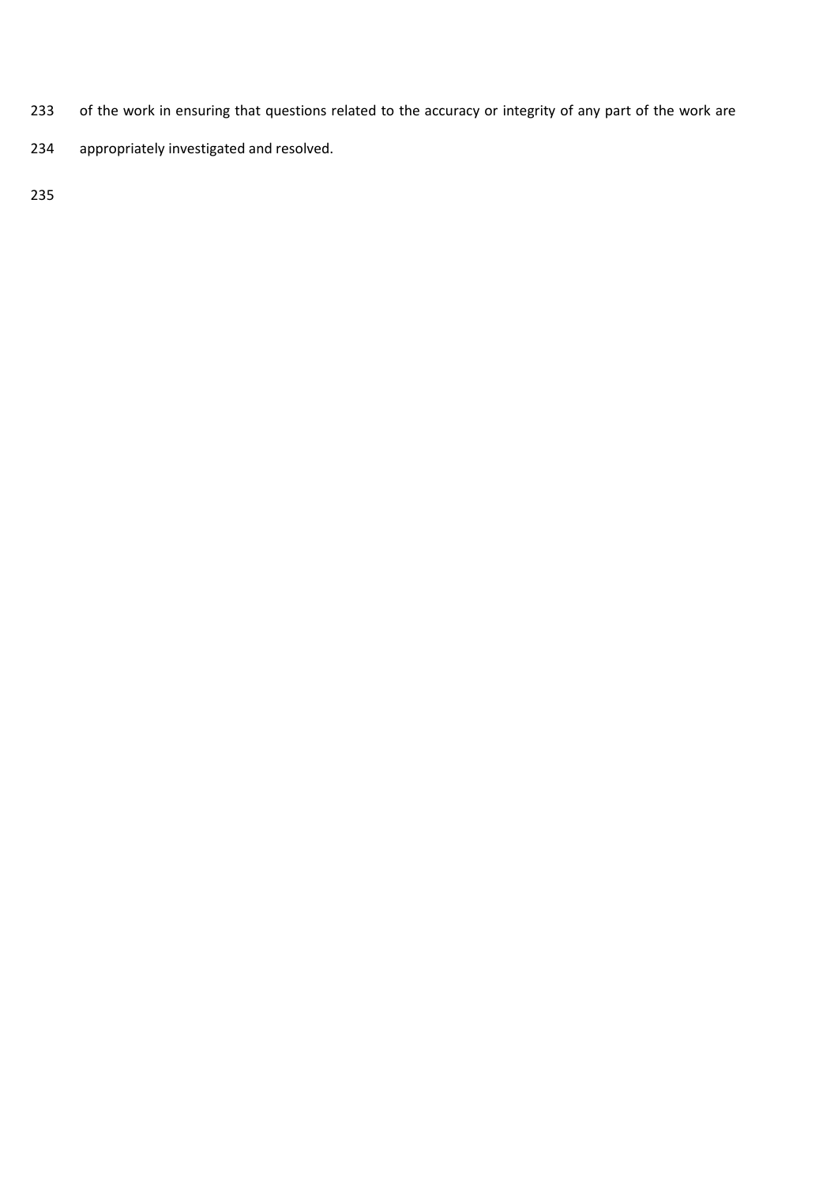of the work in ensuring that questions related to the accuracy or integrity of any part of the work are appropriately investigated and resolved.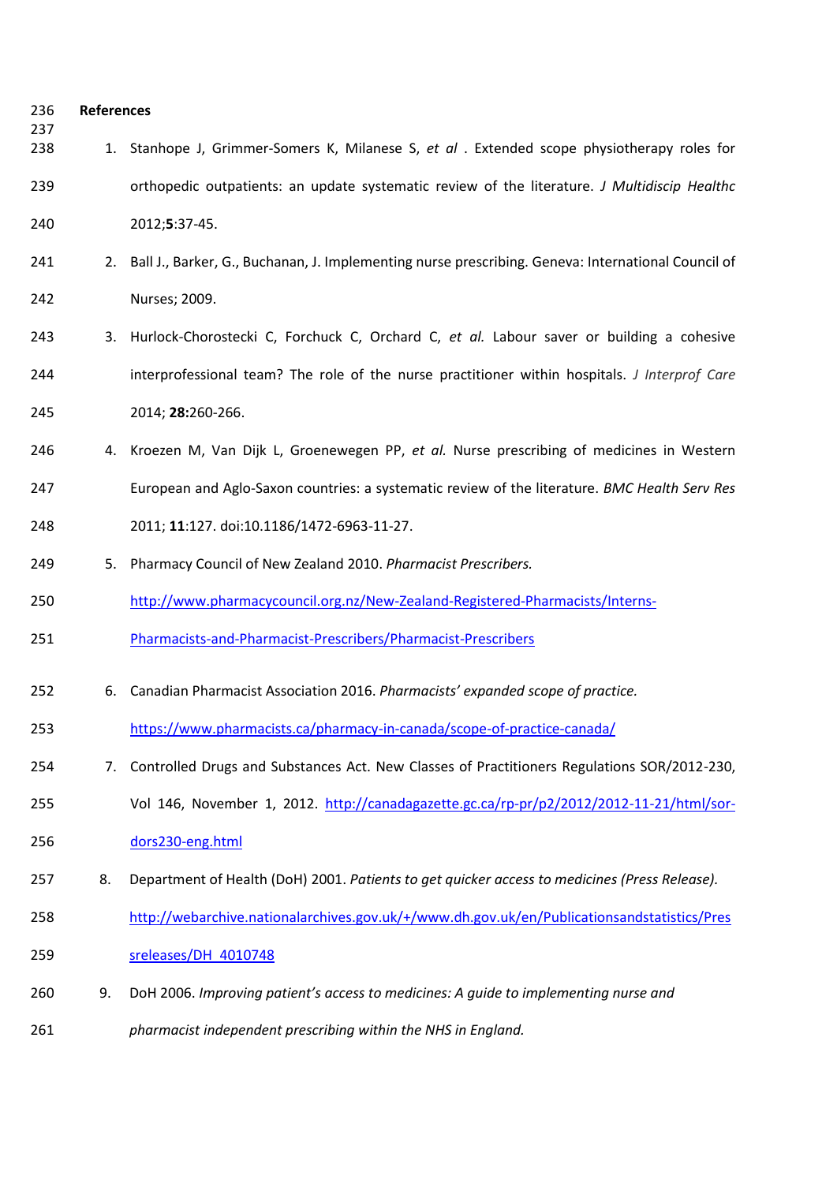## References

1. Stanhope J, Grimmer-Somers K, Milanese S, *et al* . Extended scope physiotherapy roles for orthopedic outpatients: an update systematic review of the literature. *J Multidiscip Healthc* 2012;**5**:37-45.
2. Ball J., Barker, G., Buchanan, J. Implementing nurse prescribing. Geneva: International Council of Nurses; 2009.
3. Hurlock-Chorostecki C, Forchuck C, Orchard C, *et al.* Labour saver or building a cohesive interprofessional team? The role of the nurse practitioner within hospitals. *J Interprof Care* 2014; **28:**260-266.
4. Kroezen M, Van Dijk L, Groenewegen PP, *et al.* Nurse prescribing of medicines in Western European and Aglo-Saxon countries: a systematic review of the literature. *BMC Health Serv Res* 2011; **11**:127. doi:10.1186/1472-6963-11-27.
5. Pharmacy Council of New Zealand 2010. *Pharmacist Prescribers.* http://www.pharmacycouncil.org.nz/New-Zealand-Registered-Pharmacists/Interns-Pharmacists-and-Pharmacist-Prescribers/Pharmacist-Prescribers
6. Canadian Pharmacist Association 2016. *Pharmacists' expanded scope of practice.* https://www.pharmacists.ca/pharmacy-in-canada/scope-of-practice-canada/
7. Controlled Drugs and Substances Act. New Classes of Practitioners Regulations SOR/2012-230, Vol 146, November 1, 2012. http://canadagazette.gc.ca/rp-pr/p2/2012/2012-11-21/html/sor-dors230-eng.html
8. Department of Health (DoH) 2001. *Patients to get quicker access to medicines (Press Release).* http://webarchive.nationalarchives.gov.uk/+/www.dh.gov.uk/en/Publicationsandstatistics/Pressreleases/DH_4010748
9. DoH 2006. *Improving patient's access to medicines: A guide to implementing nurse and pharmacist independent prescribing within the NHS in England.*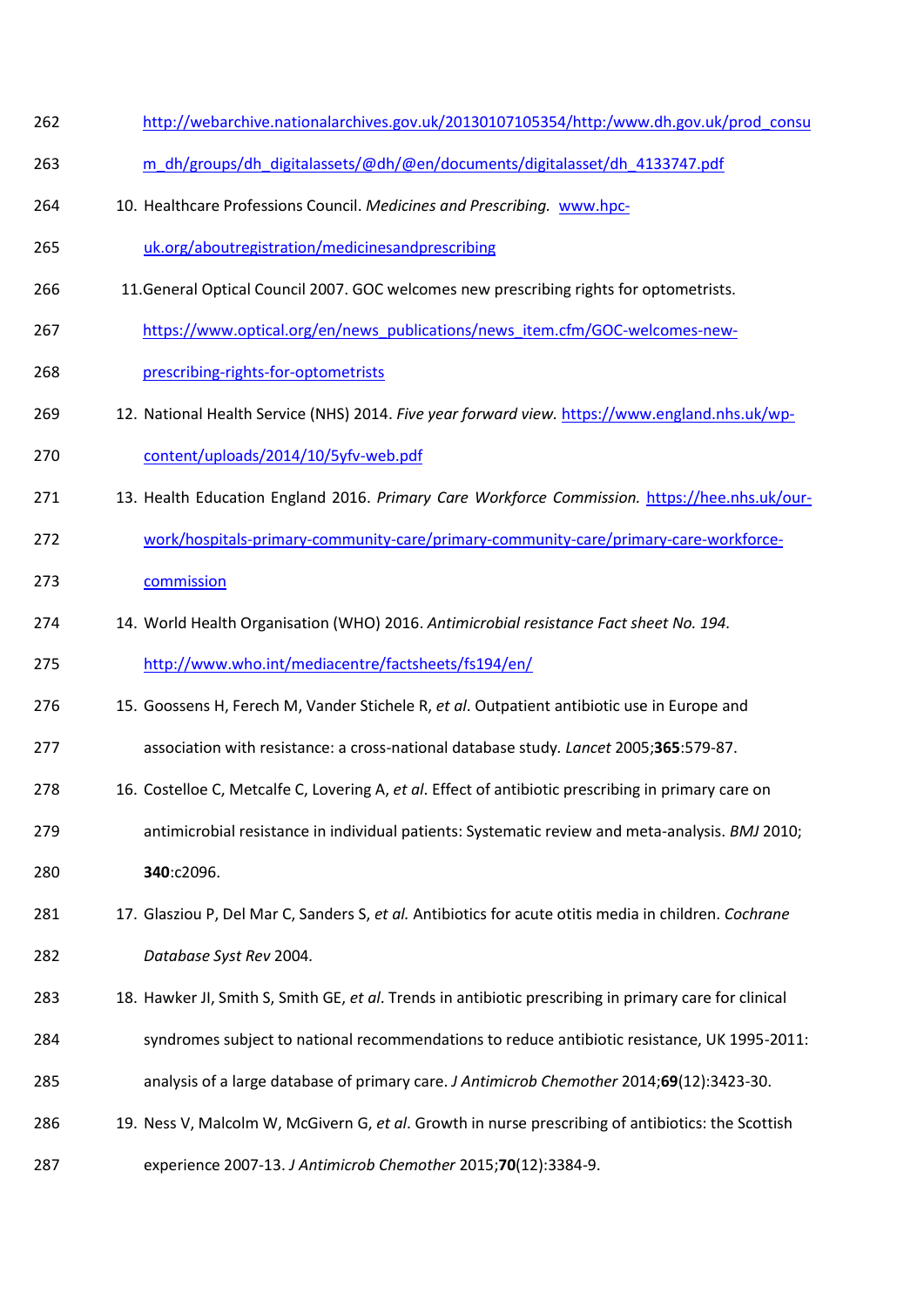http://webarchive.nationalarchives.gov.uk/20130107105354/http:/www.dh.gov.uk/prod_consum_dh/groups/dh_digitalassets/@dh/@en/documents/digitalasset/dh_4133747.pdf

10. Healthcare Professions Council. *Medicines and Prescribing.* www.hpc-uk.org/aboutregistration/medicinesandprescribing
11. General Optical Council 2007. GOC welcomes new prescribing rights for optometrists. https://www.optical.org/en/news_publications/news_item.cfm/GOC-welcomes-new-prescribing-rights-for-optometrists
12. National Health Service (NHS) 2014. *Five year forward view.* https://www.england.nhs.uk/wp-content/uploads/2014/10/5yfv-web.pdf
13. Health Education England 2016. *Primary Care Workforce Commission.* https://hee.nhs.uk/our-work/hospitals-primary-community-care/primary-community-care/primary-care-workforce-commission
14. World Health Organisation (WHO) 2016. *Antimicrobial resistance Fact sheet No. 194.* http://www.who.int/mediacentre/factsheets/fs194/en/
15. Goossens H, Ferech M, Vander Stichele R, *et al*. Outpatient antibiotic use in Europe and association with resistance: a cross-national database study. *Lancet* 2005;**365**:579-87.
16. Costelloe C, Metcalfe C, Lovering A, *et al*. Effect of antibiotic prescribing in primary care on antimicrobial resistance in individual patients: Systematic review and meta-analysis. *BMJ* 2010; **340**:c2096.
17. Glasziou P, Del Mar C, Sanders S, *et al.* Antibiotics for acute otitis media in children. *Cochrane Database Syst Rev* 2004.
18. Hawker JI, Smith S, Smith GE, *et al*. Trends in antibiotic prescribing in primary care for clinical syndromes subject to national recommendations to reduce antibiotic resistance, UK 1995-2011: analysis of a large database of primary care. *J Antimicrob Chemother* 2014;**69**(12):3423-30.
19. Ness V, Malcolm W, McGivern G, *et al*. Growth in nurse prescribing of antibiotics: the Scottish experience 2007-13. *J Antimicrob Chemother* 2015;**70**(12):3384-9.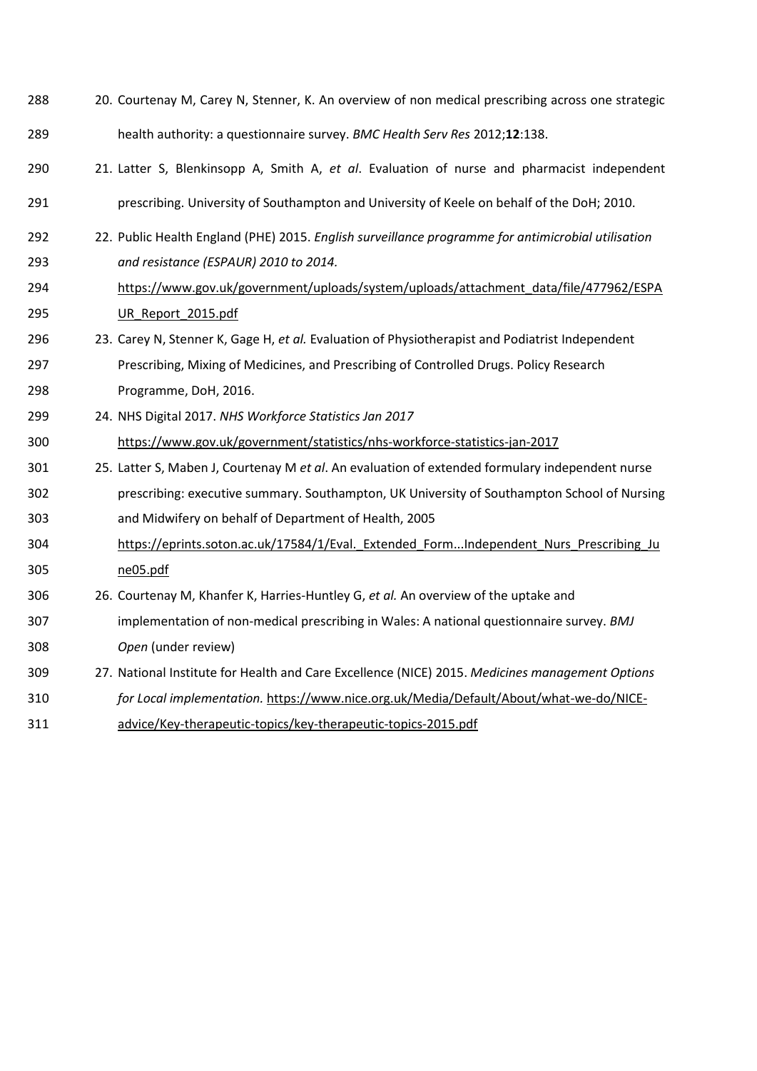20. Courtenay M, Carey N, Stenner, K. An overview of non medical prescribing across one strategic health authority: a questionnaire survey. *BMC Health Serv Res* 2012;**12**:138.
21. Latter S, Blenkinsopp A, Smith A, *et al*. Evaluation of nurse and pharmacist independent prescribing. University of Southampton and University of Keele on behalf of the DoH; 2010.
22. Public Health England (PHE) 2015. *English surveillance programme for antimicrobial utilisation and resistance (ESPAUR) 2010 to 2014.* https://www.gov.uk/government/uploads/system/uploads/attachment_data/file/477962/ESPAUR_Report_2015.pdf
23. Carey N, Stenner K, Gage H, *et al.* Evaluation of Physiotherapist and Podiatrist Independent Prescribing, Mixing of Medicines, and Prescribing of Controlled Drugs. Policy Research Programme, DoH, 2016.
24. NHS Digital 2017. *NHS Workforce Statistics Jan 2017* https://www.gov.uk/government/statistics/nhs-workforce-statistics-jan-2017
25. Latter S, Maben J, Courtenay M *et al*. An evaluation of extended formulary independent nurse prescribing: executive summary. Southampton, UK University of Southampton School of Nursing and Midwifery on behalf of Department of Health, 2005 https://eprints.soton.ac.uk/17584/1/Eval._Extended_Form...Independent_Nurs_Prescribing_June05.pdf
26. Courtenay M, Khanfer K, Harries-Huntley G, *et al.* An overview of the uptake and implementation of non-medical prescribing in Wales: A national questionnaire survey. *BMJ Open* (under review)
27. National Institute for Health and Care Excellence (NICE) 2015. *Medicines management Options for Local implementation.* https://www.nice.org.uk/Media/Default/About/what-we-do/NICE-advice/Key-therapeutic-topics/key-therapeutic-topics-2015.pdf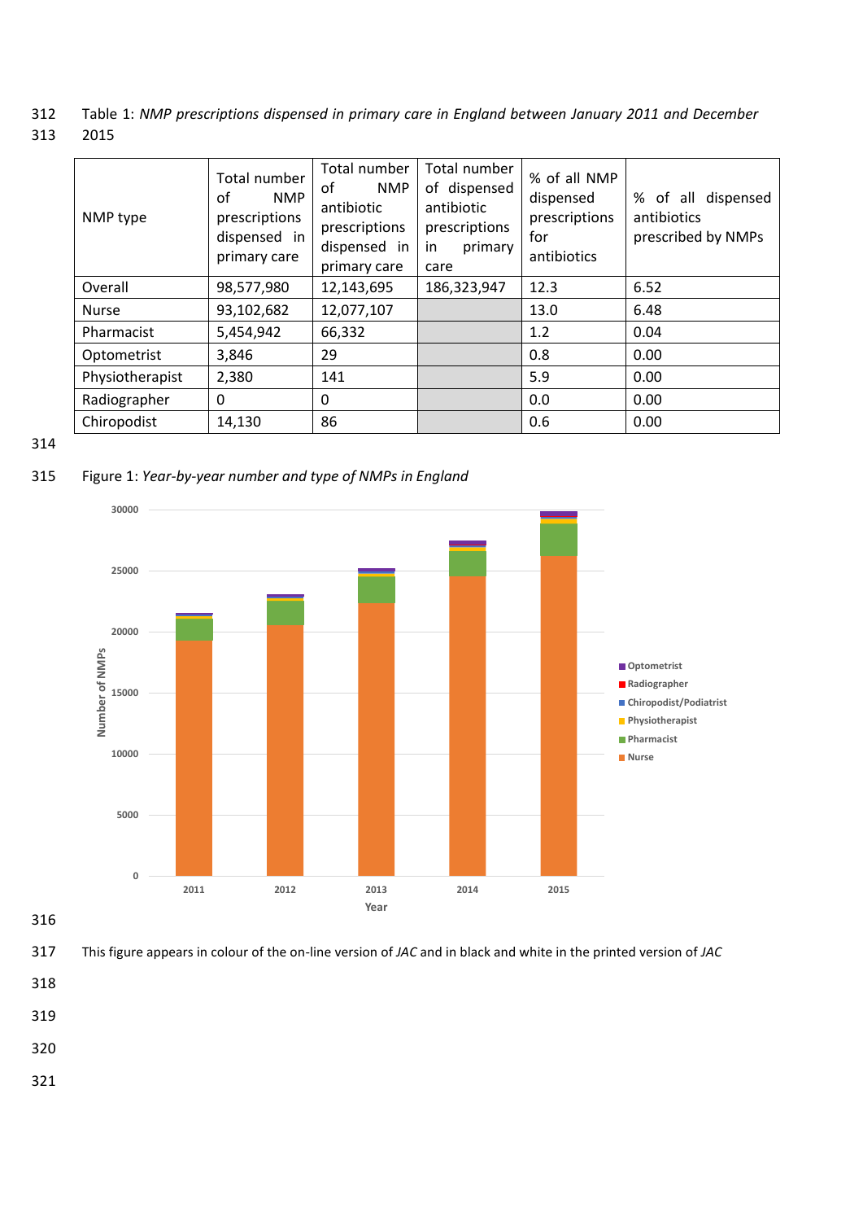Table 1: *NMP prescriptions dispensed in primary care in England between January 2011 and December 2015*

| NMP type | Total number of NMP prescriptions dispensed in primary care | Total number of NMP antibiotic prescriptions dispensed in primary care | Total number of dispensed antibiotic prescriptions in primary care | % of all NMP dispensed prescriptions for antibiotics | % of all dispensed antibiotics prescribed by NMPs |
|---|---|---|---|---|---|
| Overall | 98,577,980 | 12,143,695 | 186,323,947 | 12.3 | 6.52 |
| Nurse | 93,102,682 | 12,077,107 | | 13.0 | 6.48 |
| Pharmacist | 5,454,942 | 66,332 | | 1.2 | 0.04 |
| Optometrist | 3,846 | 29 | | 0.8 | 0.00 |
| Physiotherapist | 2,380 | 141 | | 5.9 | 0.00 |
| Radiographer | 0 | 0 | | 0.0 | 0.00 |
| Chiropodist | 14,130 | 86 | | 0.6 | 0.00 |

Figure 1: *Year-by-year number and type of NMPs in England*

This figure appears in colour of the on-line version of *JAC* and in black and white in the printed version of *JAC*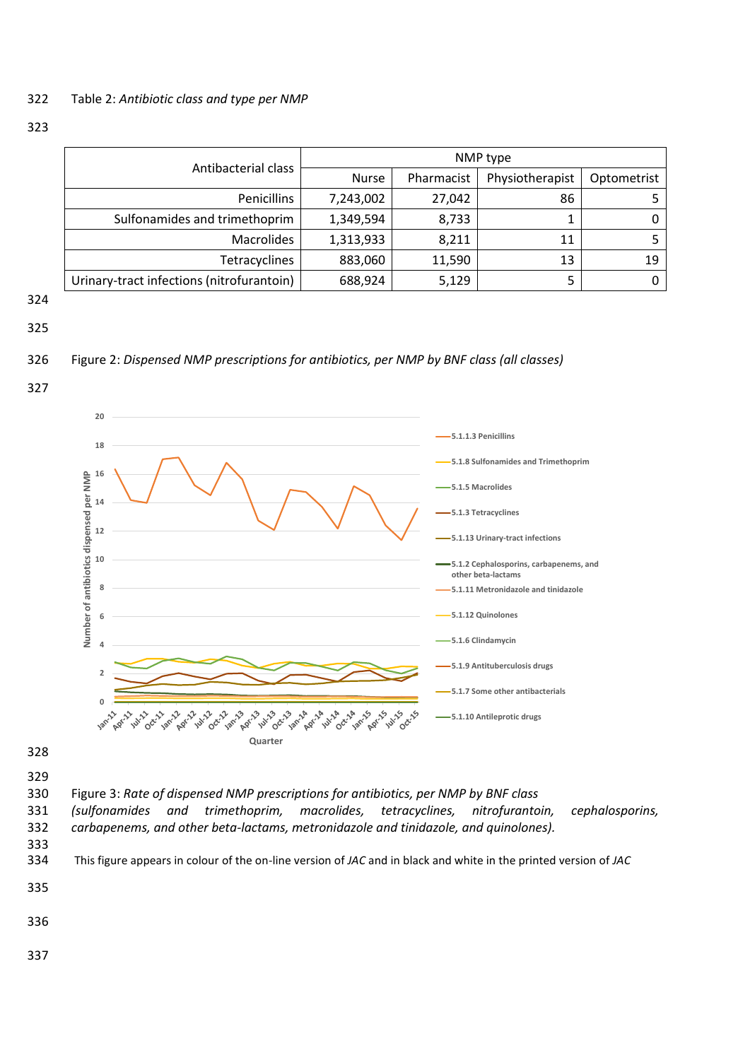Table 2: *Antibiotic class and type per NMP*

| Antibacterial class | NMP type | | | |
|---|---|---|---|---|
| | Nurse | Pharmacist | Physiotherapist | Optometrist |
| Penicillins | 7,243,002 | 27,042 | 86 | 5 |
| Sulfonamides and trimethoprim | 1,349,594 | 8,733 | 1 | 0 |
| Macrolides | 1,313,933 | 8,211 | 11 | 5 |
| Tetracyclines | 883,060 | 11,590 | 13 | 19 |
| Urinary-tract infections (nitrofurantoin) | 688,924 | 5,129 | 5 | 0 |

Figure 2: *Dispensed NMP prescriptions for antibiotics, per NMP by BNF class (all classes)*

Figure 3: *Rate of dispensed NMP prescriptions for antibiotics, per NMP by BNF class (sulfonamides and trimethoprim, macrolides, tetracyclines, nitrofurantoin, cephalosporins, carbapenems, and other beta-lactams, metronidazole and tinidazole, and quinolones).*

This figure appears in colour of the on-line version of *JAC* and in black and white in the printed version of *JAC*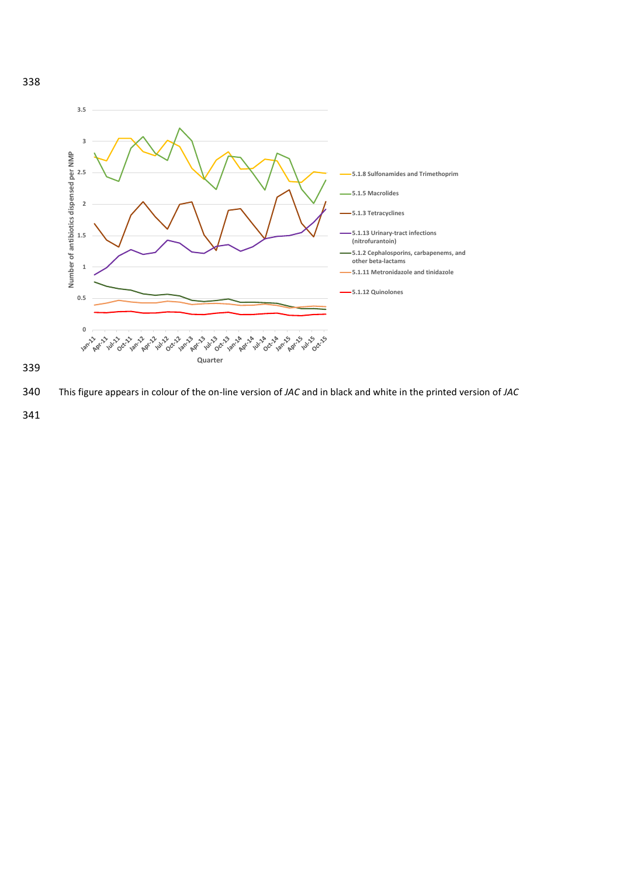3.5
3
2.5
2
1.5
1
0.5
0

Number of antibiotics dispensed per NMP

Jan-11 Apr-11 Jul-11 Oct-11 Jan-12 Apr-12 Jul-12 Oct-12 Jan-13 Apr-13 Jul-13 Oct-13 Jan-14 Apr-14 Jul-14 Oct-14 Jan-15 Apr-15 Jul-15 Oct-15

Quarter

5.1.8 Sulfonamides and Trimethoprim
5.1.5 Macrolides
5.1.3 Tetracyclines
5.1.13 Urinary-tract infections (nitrofurantoin)
5.1.2 Cephalosporins, carbapenems, and other beta-lactams
5.1.11 Metronidazole and tinidazole
5.1.12 Quinolones

This figure appears in colour of the on-line version of *JAC* and in black and white in the printed version of *JAC*